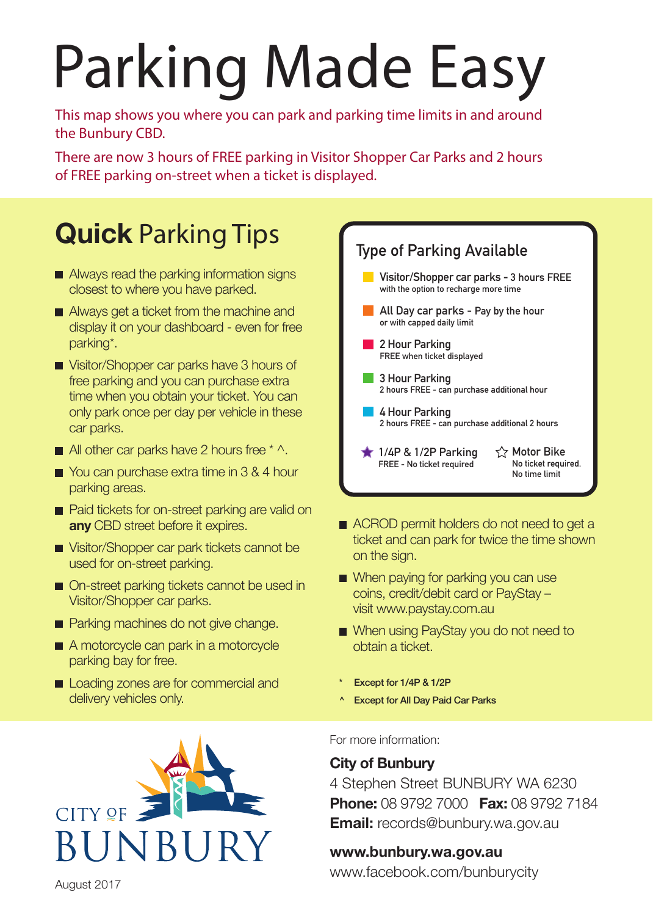# Parking Made Easy

This map shows you where you can park and parking time limits in and around the Bunbury CBD.

There are now 3 hours of FREE parking in Visitor Shopper Car Parks and 2 hours of FREE parking on-street when a ticket is displayed.

## **Quick** Parking Tips

- Always read the parking information signs closest to where you have parked.
- Always get a ticket from the machine and display it on your dashboard - even for free parking*.
- Visitor/Shopper car parks have 3 hours of free parking and you can purchase extra time when you obtain your ticket. You can only park once per day per vehicle in these car parks.
- All other car parks have 2 hours free * ^.
- You can purchase extra time in 3 & 4 hour parking areas.
- Paid tickets for on-street parking are valid on **any** CBD street before it expires.
- Visitor/Shopper car park tickets cannot be used for on-street parking.
- On-street parking tickets cannot be used in Visitor/Shopper car parks.
- Parking machines do not give change.
- A motorcycle can park in a motorcycle parking bay for free.
- Loading zones are for commercial and delivery vehicles only.

### Type of Parking Available

- **Visitor/Shopper car parks - 3 hours FREE** with the option to recharge more time
- **All Day car parks - Pay by the hour** or with capped daily limit
- **2 Hour Parking** FREE when ticket displayed
- **3 Hour Parking** 2 hours FREE - can purchase additional hour
- **4 Hour Parking** 2 hours FREE - can purchase additional 2 hours
- ★ **1/4P & 1/2P Parking** FREE - No ticket required
- ☆ **Motor Bike** No ticket required. No time limit

- ACROD permit holders do not need to get a ticket and can park for twice the time shown on the sign.
- When paying for parking you can use coins, credit/debit card or PayStay – visit www.paystay.com.au
- When using PayStay you do not need to obtain a ticket.

\* Except for 1/4P & 1/2P

^ Except for All Day Paid Car Parks

CITY OF BUNBURY

August 2017

For more information:

**City of Bunbury**
4 Stephen Street BUNBURY WA 6230
**Phone:** 08 9792 7000 **Fax:** 08 9792 7184
**Email:** records@bunbury.wa.gov.au

**www.bunbury.wa.gov.au**
www.facebook.com/bunburycity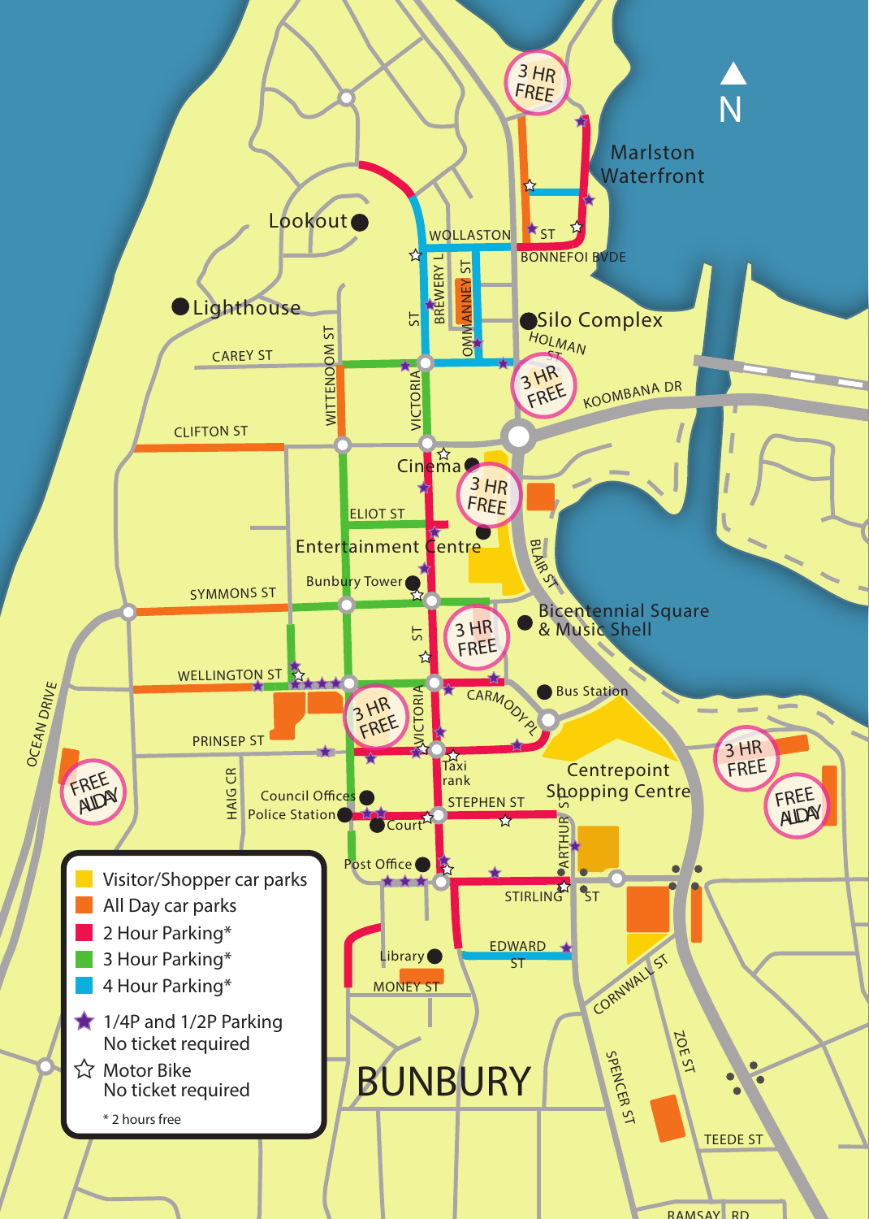N

Marlston Waterfront

3 HR FREE

WOLLASTON ST

BONNEFOI BVDE

Lookout

Lighthouse

Silo Complex

HOLMAN ST

KOOMBANA DR

CAREY ST

WITTENOOM ST

VICTORIA ST

BREWERY L

OMMANNEY ST

CLIFTON ST

Cinema

ELIOT ST

Entertainment Centre

BLAIR ST

Bunbury Tower

SYMMONS ST

Bicentennial Square & Music Shell

WELLINGTON ST

CARMODY PL

Bus Station

PRINSEP ST

Taxi rank

Centrepoint Shopping Centre

OCEAN DRIVE

FREE ALLDAY

HAIG CR

Council Offices

Police Station

Court

STEPHEN ST

ARTHUR ST

Post Office

STIRLING ST

Library

EDWARD ST

MONEY ST

CORNWALL ST

ZOE ST

SPENCER ST

TEEDE ST

RAMSAY RD

BUNBURY

Visitor/Shopper car parks

All Day car parks

2 Hour Parking*

3 Hour Parking*

4 Hour Parking*

1/4P and 1/2P Parking
No ticket required

Motor Bike
No ticket required

* 2 hours free